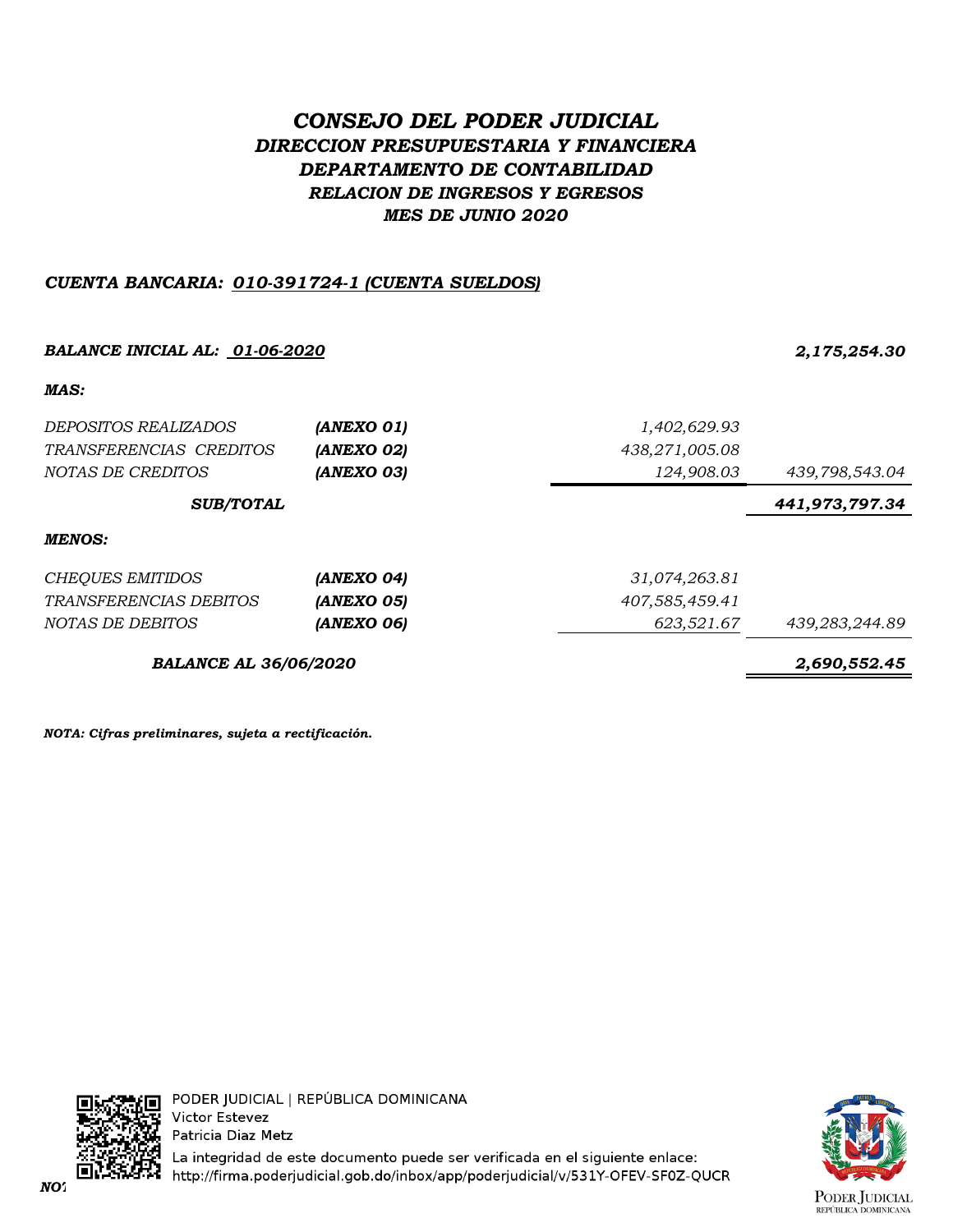# *CONSEJO DEL PODER JUDICIAL*

## *DIRECCION PRESUPUESTARIA Y FINANCIERA*

### *DEPARTAMENTO DE CONTABILIDAD*

### *RELACION DE INGRESOS Y EGRESOS*

### *MES DE JUNIO 2020*

***CUENTA BANCARIA: 010-391724-1 (CUENTA SUELDOS)***

| | | | |
|---|---|---|---|
| ***BALANCE INICIAL AL: 01-06-2020*** | | | ***2,175,254.30*** |
| ***MAS:*** | | | |
| *DEPOSITOS REALIZADOS* | ***(ANEXO 01)*** | *1,402,629.93* | |
| *TRANSFERENCIAS CREDITOS* | ***(ANEXO 02)*** | *438,271,005.08* | |
| *NOTAS DE CREDITOS* | ***(ANEXO 03)*** | *124,908.03* | *439,798,543.04* |
| ***SUB/TOTAL*** | | | ***441,973,797.34*** |
| ***MENOS:*** | | | |
| *CHEQUES EMITIDOS* | ***(ANEXO 04)*** | *31,074,263.81* | |
| *TRANSFERENCIAS DEBITOS* | ***(ANEXO 05)*** | *407,585,459.41* | |
| *NOTAS DE DEBITOS* | ***(ANEXO 06)*** | *623,521.67* | *439,283,244.89* |
| ***BALANCE AL 36/06/2020*** | | | ***2,690,552.45*** |

***NOTA: Cifras preliminares, sujeta a rectificación.***

PODER JUDICIAL | REPÚBLICA DOMINICANA
Victor Estevez
Patricia Diaz Metz
La integridad de este documento puede ser verificada en el siguiente enlace:
http://firma.poderjudicial.gob.do/inbox/app/poderjudicial/v/531Y-OFEV-SF0Z-QUCR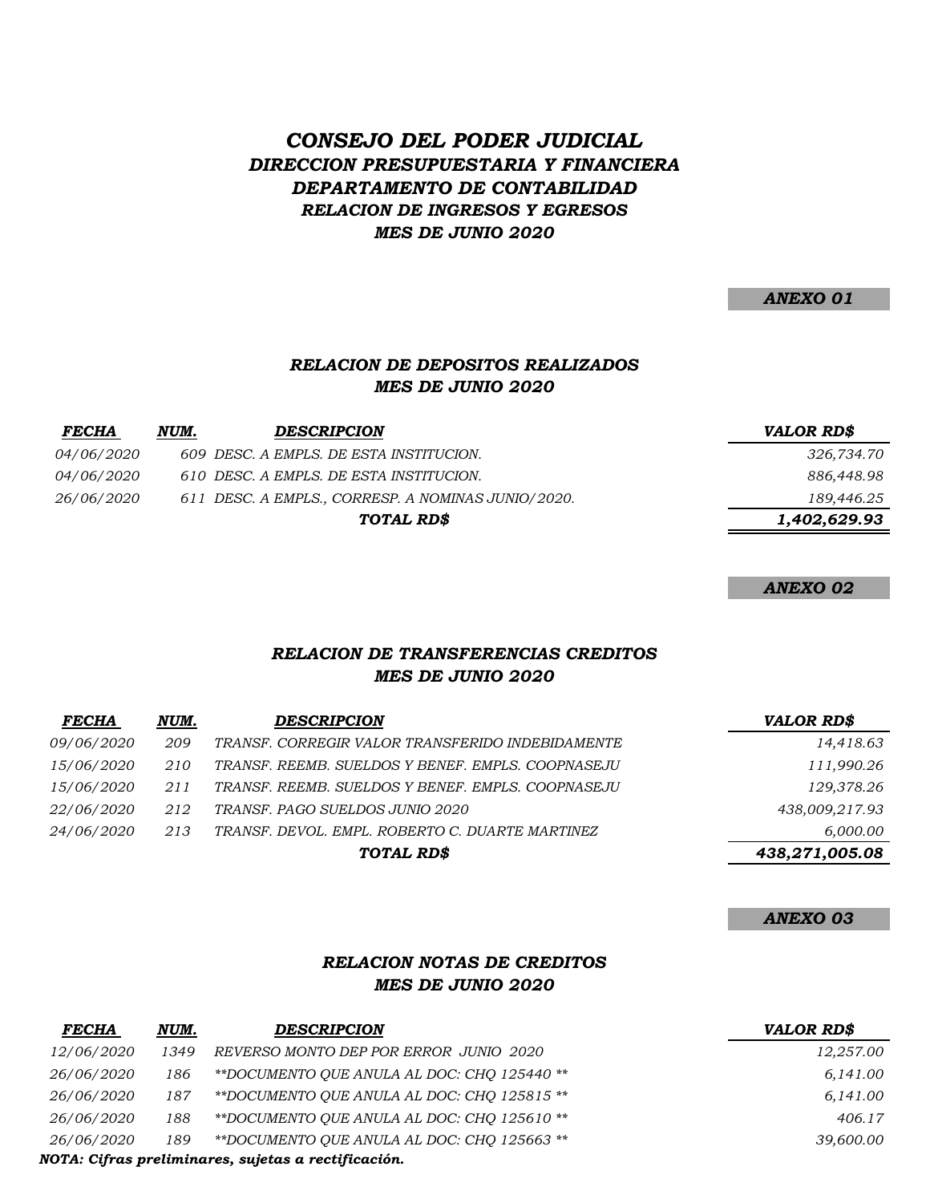# *CONSEJO DEL PODER JUDICIAL*
## *DIRECCION PRESUPUESTARIA Y FINANCIERA*
## *DEPARTAMENTO DE CONTABILIDAD*
### *RELACION DE INGRESOS Y EGRESOS*
### *MES DE JUNIO 2020*

***ANEXO 01***

### *RELACION DE DEPOSITOS REALIZADOS*
### *MES DE JUNIO 2020*

| *FECHA* | *NUM.* | *DESCRIPCION* | *VALOR RD$* |
|---|---|---|---|
| *04/06/2020* | *609* | *DESC. A EMPLS. DE ESTA INSTITUCION.* | *326,734.70* |
| *04/06/2020* | *610* | *DESC. A EMPLS. DE ESTA INSTITUCION.* | *886,448.98* |
| *26/06/2020* | *611* | *DESC. A EMPLS., CORRESP. A NOMINAS JUNIO/2020.* | *189,446.25* |
| | | ***TOTAL RD$*** | ***1,402,629.93*** |

***ANEXO 02***

### *RELACION DE TRANSFERENCIAS CREDITOS*
### *MES DE JUNIO 2020*

| *FECHA* | *NUM.* | *DESCRIPCION* | *VALOR RD$* |
|---|---|---|---|
| *09/06/2020* | *209* | *TRANSF. CORREGIR VALOR TRANSFERIDO INDEBIDAMENTE* | *14,418.63* |
| *15/06/2020* | *210* | *TRANSF. REEMB. SUELDOS Y BENEF. EMPLS. COOPNASEJU* | *111,990.26* |
| *15/06/2020* | *211* | *TRANSF. REEMB. SUELDOS Y BENEF. EMPLS. COOPNASEJU* | *129,378.26* |
| *22/06/2020* | *212* | *TRANSF. PAGO SUELDOS JUNIO 2020* | *438,009,217.93* |
| *24/06/2020* | *213* | *TRANSF. DEVOL. EMPL. ROBERTO C. DUARTE MARTINEZ* | *6,000.00* |
| | | ***TOTAL RD$*** | ***438,271,005.08*** |

***ANEXO 03***

### *RELACION NOTAS DE CREDITOS*
### *MES DE JUNIO 2020*

| *FECHA* | *NUM.* | *DESCRIPCION* | *VALOR RD$* |
|---|---|---|---|
| *12/06/2020* | *1349* | *REVERSO MONTO DEP POR ERROR JUNIO 2020* | *12,257.00* |
| *26/06/2020* | *186* | *\*\*DOCUMENTO QUE ANULA AL DOC: CHQ 125440 \*\** | *6,141.00* |
| *26/06/2020* | *187* | *\*\*DOCUMENTO QUE ANULA AL DOC: CHQ 125815 \*\** | *6,141.00* |
| *26/06/2020* | *188* | *\*\*DOCUMENTO QUE ANULA AL DOC: CHQ 125610 \*\** | *406.17* |
| *26/06/2020* | *189* | *\*\*DOCUMENTO QUE ANULA AL DOC: CHQ 125663 \*\** | *39,600.00* |

***NOTA: Cifras preliminares, sujetas a rectificación.***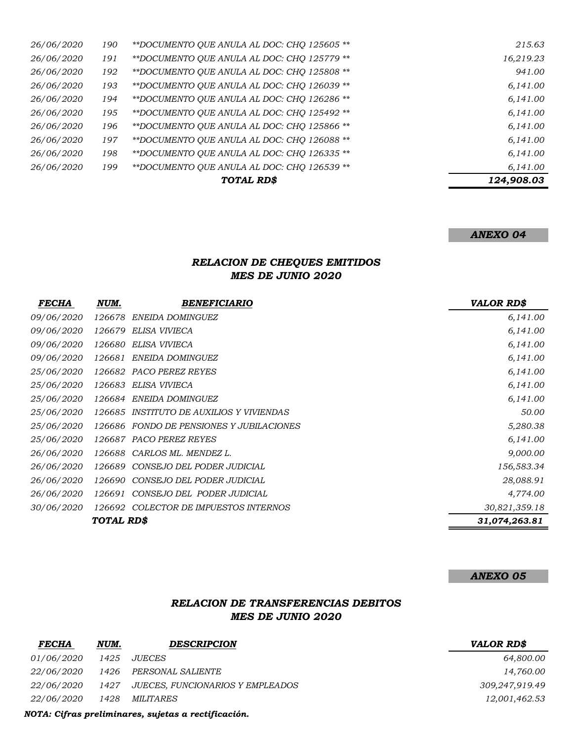| | | | |
|---|---|---|---|
| 26/06/2020 | 190 | **DOCUMENTO QUE ANULA AL DOC: CHQ 125605 ** | 215.63 |
| 26/06/2020 | 191 | **DOCUMENTO QUE ANULA AL DOC: CHQ 125779 ** | 16,219.23 |
| 26/06/2020 | 192 | **DOCUMENTO QUE ANULA AL DOC: CHQ 125808 ** | 941.00 |
| 26/06/2020 | 193 | **DOCUMENTO QUE ANULA AL DOC: CHQ 126039 ** | 6,141.00 |
| 26/06/2020 | 194 | **DOCUMENTO QUE ANULA AL DOC: CHQ 126286 ** | 6,141.00 |
| 26/06/2020 | 195 | **DOCUMENTO QUE ANULA AL DOC: CHQ 125492 ** | 6,141.00 |
| 26/06/2020 | 196 | **DOCUMENTO QUE ANULA AL DOC: CHQ 125866 ** | 6,141.00 |
| 26/06/2020 | 197 | **DOCUMENTO QUE ANULA AL DOC: CHQ 126088 ** | 6,141.00 |
| 26/06/2020 | 198 | **DOCUMENTO QUE ANULA AL DOC: CHQ 126335 ** | 6,141.00 |
| 26/06/2020 | 199 | **DOCUMENTO QUE ANULA AL DOC: CHQ 126539 ** | 6,141.00 |
| | | ***TOTAL RD$*** | ***124,908.03*** |

***ANEXO 04***

### *RELACION DE CHEQUES EMITIDOS*
### *MES DE JUNIO 2020*

| *FECHA* | *NUM.* | *BENEFICIARIO* | *VALOR RD$* |
|---|---|---|---|
| 09/06/2020 | 126678 | ENEIDA DOMINGUEZ | 6,141.00 |
| 09/06/2020 | 126679 | ELISA VIVIECA | 6,141.00 |
| 09/06/2020 | 126680 | ELISA VIVIECA | 6,141.00 |
| 09/06/2020 | 126681 | ENEIDA DOMINGUEZ | 6,141.00 |
| 25/06/2020 | 126682 | PACO PEREZ REYES | 6,141.00 |
| 25/06/2020 | 126683 | ELISA VIVIECA | 6,141.00 |
| 25/06/2020 | 126684 | ENEIDA DOMINGUEZ | 6,141.00 |
| 25/06/2020 | 126685 | INSTITUTO DE AUXILIOS Y VIVIENDAS | 50.00 |
| 25/06/2020 | 126686 | FONDO DE PENSIONES Y JUBILACIONES | 5,280.38 |
| 25/06/2020 | 126687 | PACO PEREZ REYES | 6,141.00 |
| 26/06/2020 | 126688 | CARLOS ML. MENDEZ L. | 9,000.00 |
| 26/06/2020 | 126689 | CONSEJO DEL PODER JUDICIAL | 156,583.34 |
| 26/06/2020 | 126690 | CONSEJO DEL PODER JUDICIAL | 28,088.91 |
| 26/06/2020 | 126691 | CONSEJO DEL PODER JUDICIAL | 4,774.00 |
| 30/06/2020 | 126692 | COLECTOR DE IMPUESTOS INTERNOS | 30,821,359.18 |
| | ***TOTAL RD$*** | | ***31,074,263.81*** |

***ANEXO 05***

### *RELACION DE TRANSFERENCIAS DEBITOS*
### *MES DE JUNIO 2020*

| *FECHA* | *NUM.* | *DESCRIPCION* | *VALOR RD$* |
|---|---|---|---|
| 01/06/2020 | 1425 | JUECES | 64,800.00 |
| 22/06/2020 | 1426 | PERSONAL SALIENTE | 14,760.00 |
| 22/06/2020 | 1427 | JUECES, FUNCIONARIOS Y EMPLEADOS | 309,247,919.49 |
| 22/06/2020 | 1428 | MILITARES | 12,001,462.53 |

***NOTA: Cifras preliminares, sujetas a rectificación.***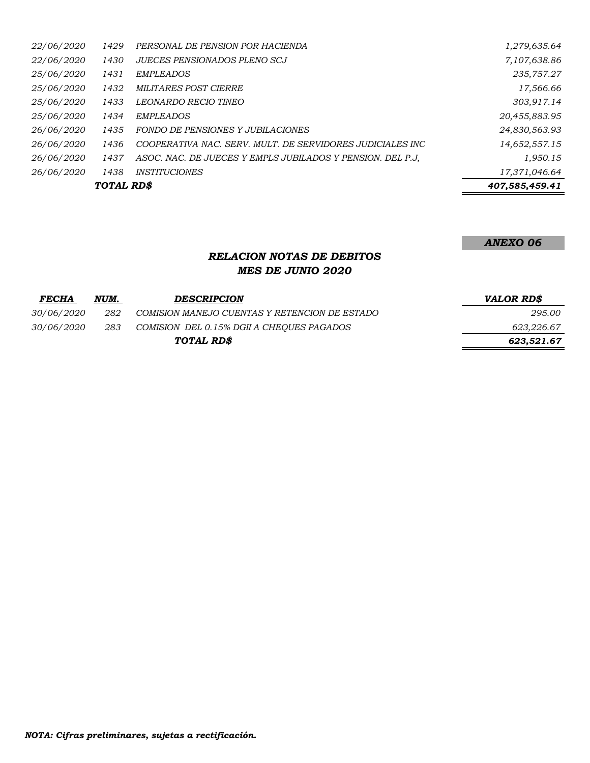| | | | |
|---|---|---|---|
| *22/06/2020* | *1429* | *PERSONAL DE PENSION POR HACIENDA* | *1,279,635.64* |
| *22/06/2020* | *1430* | *JUECES PENSIONADOS PLENO SCJ* | *7,107,638.86* |
| *25/06/2020* | *1431* | *EMPLEADOS* | *235,757.27* |
| *25/06/2020* | *1432* | *MILITARES POST CIERRE* | *17,566.66* |
| *25/06/2020* | *1433* | *LEONARDO RECIO TINEO* | *303,917.14* |
| *25/06/2020* | *1434* | *EMPLEADOS* | *20,455,883.95* |
| *26/06/2020* | *1435* | *FONDO DE PENSIONES Y JUBILACIONES* | *24,830,563.93* |
| *26/06/2020* | *1436* | *COOPERATIVA NAC. SERV. MULT. DE SERVIDORES JUDICIALES INC* | *14,652,557.15* |
| *26/06/2020* | *1437* | *ASOC. NAC. DE JUECES Y EMPLS JUBILADOS Y PENSION. DEL P.J,* | *1,950.15* |
| *26/06/2020* | *1438* | *INSTITUCIONES* | *17,371,046.64* |
| | ***TOTAL RD$*** | | ***407,585,459.41*** |

***ANEXO 06***

## *RELACION NOTAS DE DEBITOS*
## *MES DE JUNIO 2020*

| ***FECHA*** | ***NUM.*** | ***DESCRIPCION*** | ***VALOR RD$*** |
|---|---|---|---|
| *30/06/2020* | *282* | *COMISION MANEJO CUENTAS Y RETENCION DE ESTADO* | *295.00* |
| *30/06/2020* | *283* | *COMISION DEL 0.15% DGII A CHEQUES PAGADOS* | *623,226.67* |
| | | ***TOTAL RD$*** | ***623,521.67*** |

***NOTA: Cifras preliminares, sujetas a rectificación.***